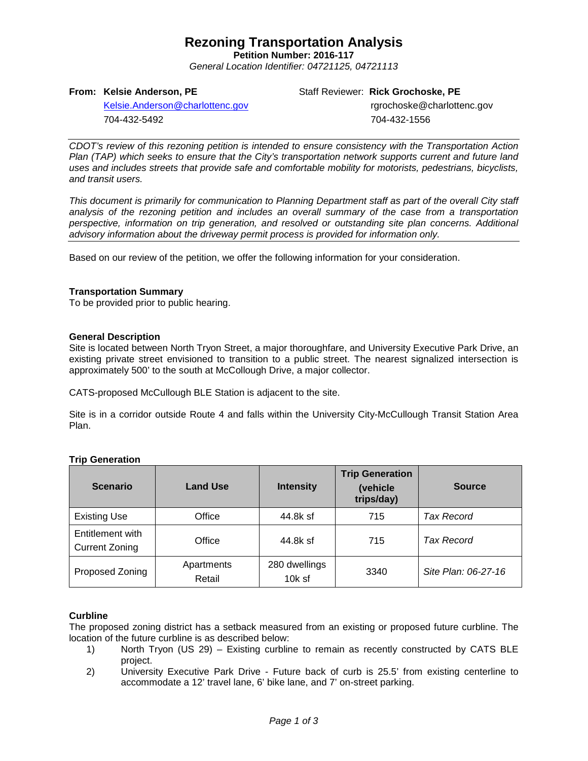# Rezoning Transportation Analysis

**Petition Number: 2016-117**

*General Location Identifier: 04721125, 04721113*

**From: Kelsie Anderson, PE**
Kelsie.Anderson@charlottenc.gov
704-432-5492

Staff Reviewer: **Rick Grochoske, PE**
rgrochoske@charlottenc.gov
704-432-1556

---

*CDOT's review of this rezoning petition is intended to ensure consistency with the Transportation Action Plan (TAP) which seeks to ensure that the City's transportation network supports current and future land uses and includes streets that provide safe and comfortable mobility for motorists, pedestrians, bicyclists, and transit users.*

*This document is primarily for communication to Planning Department staff as part of the overall City staff analysis of the rezoning petition and includes an overall summary of the case from a transportation perspective, information on trip generation, and resolved or outstanding site plan concerns. Additional advisory information about the driveway permit process is provided for information only.*

---

Based on our review of the petition, we offer the following information for your consideration.

**Transportation Summary**

To be provided prior to public hearing.

**General Description**

Site is located between North Tryon Street, a major thoroughfare, and University Executive Park Drive, an existing private street envisioned to transition to a public street. The nearest signalized intersection is approximately 500' to the south at McCollough Drive, a major collector.

CATS-proposed McCullough BLE Station is adjacent to the site.

Site is in a corridor outside Route 4 and falls within the University City-McCullough Transit Station Area Plan.

**Trip Generation**

| Scenario | Land Use | Intensity | Trip Generation (vehicle trips/day) | Source |
|---|---|---|---|---|
| Existing Use | Office | 44.8k sf | 715 | *Tax Record* |
| Entitlement with Current Zoning | Office | 44.8k sf | 715 | *Tax Record* |
| Proposed Zoning | Apartments<br>Retail | 280 dwellings<br>10k sf | 3340 | *Site Plan: 06-27-16* |

**Curbline**

The proposed zoning district has a setback measured from an existing or proposed future curbline. The location of the future curbline is as described below:

1) North Tryon (US 29) – Existing curbline to remain as recently constructed by CATS BLE project.
2) University Executive Park Drive - Future back of curb is 25.5' from existing centerline to accommodate a 12' travel lane, 6' bike lane, and 7' on-street parking.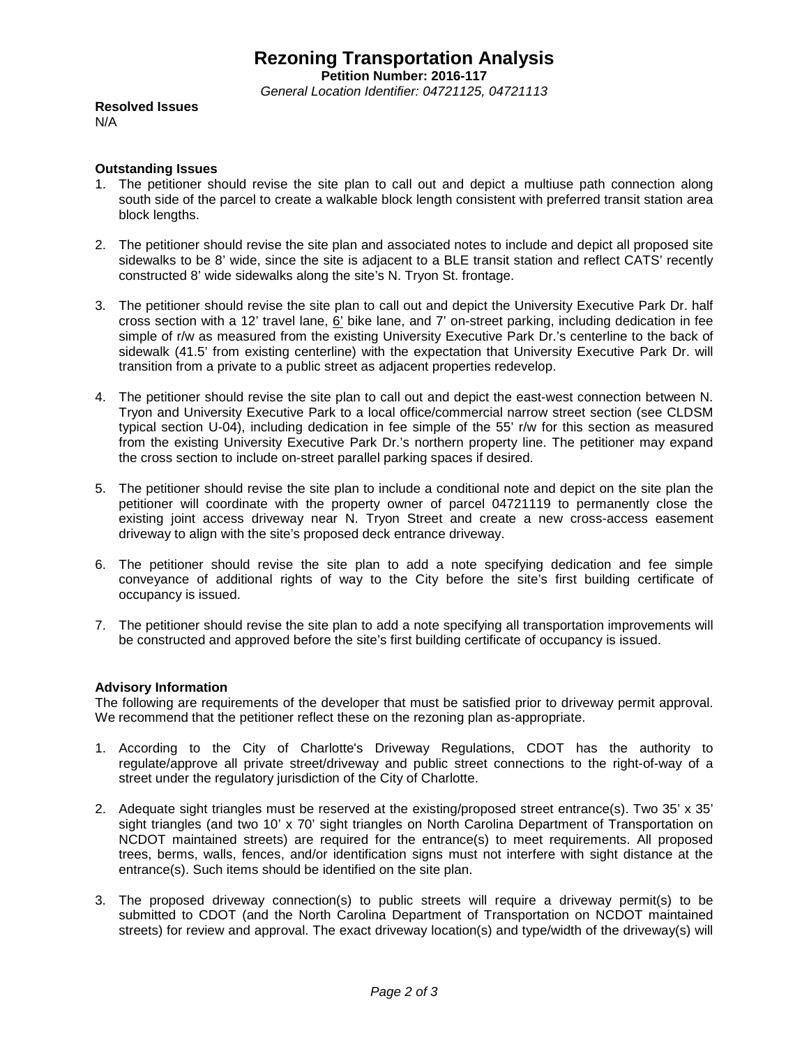# Rezoning Transportation Analysis

**Petition Number: 2016-117**

*General Location Identifier: 04721125, 04721113*

**Resolved Issues**

N/A

**Outstanding Issues**

1. The petitioner should revise the site plan to call out and depict a multiuse path connection along south side of the parcel to create a walkable block length consistent with preferred transit station area block lengths.

2. The petitioner should revise the site plan and associated notes to include and depict all proposed site sidewalks to be 8' wide, since the site is adjacent to a BLE transit station and reflect CATS' recently constructed 8' wide sidewalks along the site's N. Tryon St. frontage.

3. The petitioner should revise the site plan to call out and depict the University Executive Park Dr. half cross section with a 12' travel lane, 6' bike lane, and 7' on-street parking, including dedication in fee simple of r/w as measured from the existing University Executive Park Dr.'s centerline to the back of sidewalk (41.5' from existing centerline) with the expectation that University Executive Park Dr. will transition from a private to a public street as adjacent properties redevelop.

4. The petitioner should revise the site plan to call out and depict the east-west connection between N. Tryon and University Executive Park to a local office/commercial narrow street section (see CLDSM typical section U-04), including dedication in fee simple of the 55' r/w for this section as measured from the existing University Executive Park Dr.'s northern property line. The petitioner may expand the cross section to include on-street parallel parking spaces if desired.

5. The petitioner should revise the site plan to include a conditional note and depict on the site plan the petitioner will coordinate with the property owner of parcel 04721119 to permanently close the existing joint access driveway near N. Tryon Street and create a new cross-access easement driveway to align with the site's proposed deck entrance driveway.

6. The petitioner should revise the site plan to add a note specifying dedication and fee simple conveyance of additional rights of way to the City before the site's first building certificate of occupancy is issued.

7. The petitioner should revise the site plan to add a note specifying all transportation improvements will be constructed and approved before the site's first building certificate of occupancy is issued.

**Advisory Information**

The following are requirements of the developer that must be satisfied prior to driveway permit approval. We recommend that the petitioner reflect these on the rezoning plan as-appropriate.

1. According to the City of Charlotte's Driveway Regulations, CDOT has the authority to regulate/approve all private street/driveway and public street connections to the right-of-way of a street under the regulatory jurisdiction of the City of Charlotte.

2. Adequate sight triangles must be reserved at the existing/proposed street entrance(s). Two 35' x 35' sight triangles (and two 10' x 70' sight triangles on North Carolina Department of Transportation on NCDOT maintained streets) are required for the entrance(s) to meet requirements. All proposed trees, berms, walls, fences, and/or identification signs must not interfere with sight distance at the entrance(s). Such items should be identified on the site plan.

3. The proposed driveway connection(s) to public streets will require a driveway permit(s) to be submitted to CDOT (and the North Carolina Department of Transportation on NCDOT maintained streets) for review and approval. The exact driveway location(s) and type/width of the driveway(s) will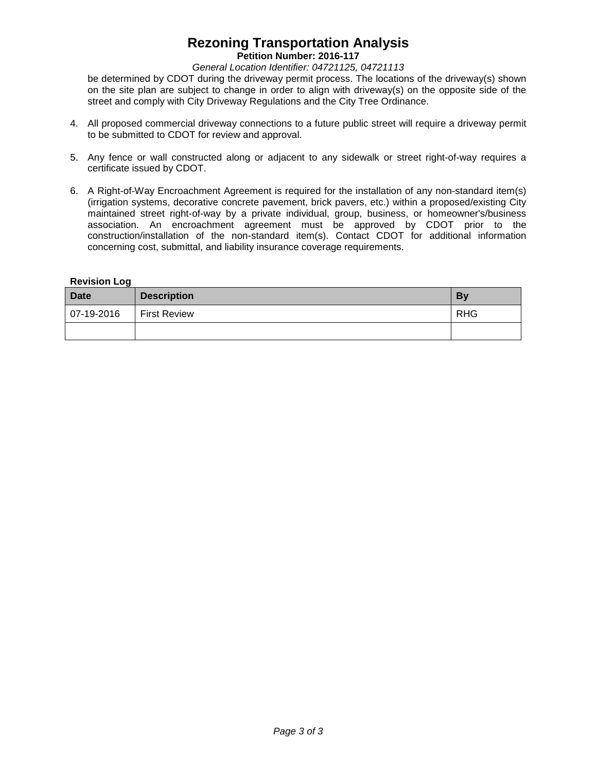be determined by CDOT during the driveway permit process. The locations of the driveway(s) shown on the site plan are subject to change in order to align with driveway(s) on the opposite side of the street and comply with City Driveway Regulations and the City Tree Ordinance.

4. All proposed commercial driveway connections to a future public street will require a driveway permit to be submitted to CDOT for review and approval.

5. Any fence or wall constructed along or adjacent to any sidewalk or street right-of-way requires a certificate issued by CDOT.

6. A Right-of-Way Encroachment Agreement is required for the installation of any non-standard item(s) (irrigation systems, decorative concrete pavement, brick pavers, etc.) within a proposed/existing City maintained street right-of-way by a private individual, group, business, or homeowner's/business association. An encroachment agreement must be approved by CDOT prior to the construction/installation of the non-standard item(s). Contact CDOT for additional information concerning cost, submittal, and liability insurance coverage requirements.

**Revision Log**

| Date | Description | By |
|---|---|---|
| 07-19-2016 | First Review | RHG |
| | | |